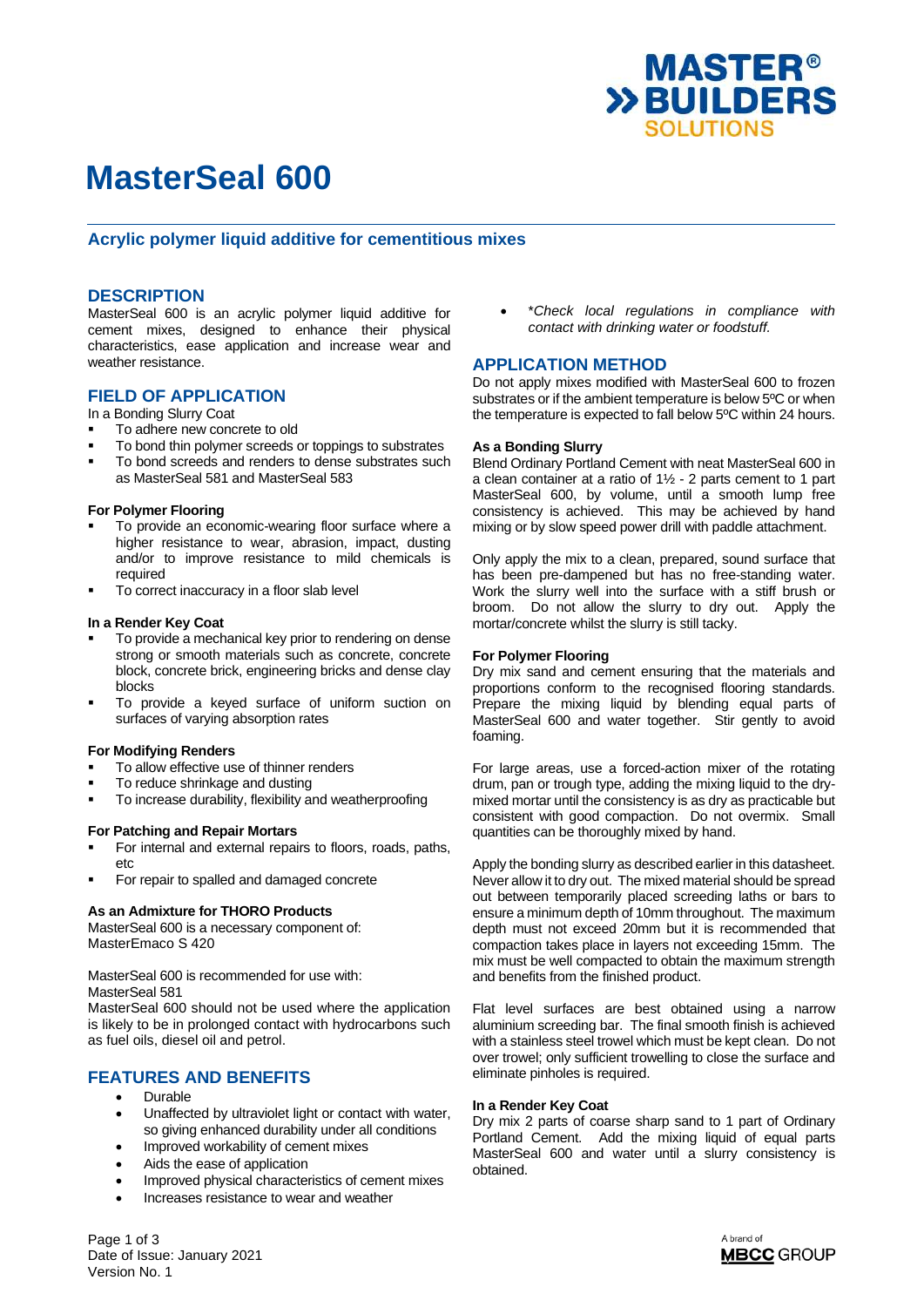# MasterSeal 600

## Acrylic polymer liquid additive for cementitious mixes

## DESCRIPTION

MasterSeal 600 is an acrylic polymer liquid additive for cement mixes, designed to enhance their physical characteristics, ease application and increase wear and weather resistance.

## FIELD OF APPLICATION

In a Bonding Slurry Coat

- To adhere new concrete to old
- To bond thin polymer screeds or toppings to substrates
- To bond screeds and renders to dense substrates such as MasterSeal 581 and MasterSeal 583

**For Polymer Flooring**

- To provide an economic-wearing floor surface where a higher resistance to wear, abrasion, impact, dusting and/or to improve resistance to mild chemicals is required
- To correct inaccuracy in a floor slab level

**In a Render Key Coat**

- To provide a mechanical key prior to rendering on dense strong or smooth materials such as concrete, concrete block, concrete brick, engineering bricks and dense clay blocks
- To provide a keyed surface of uniform suction on surfaces of varying absorption rates

**For Modifying Renders**

- To allow effective use of thinner renders
- To reduce shrinkage and dusting
- To increase durability, flexibility and weatherproofing

**For Patching and Repair Mortars**

- For internal and external repairs to floors, roads, paths, etc
- For repair to spalled and damaged concrete

**As an Admixture for THORO Products**

MasterSeal 600 is a necessary component of:
MasterEmaco S 420

MasterSeal 600 is recommended for use with:
MasterSeal 581

MasterSeal 600 should not be used where the application is likely to be in prolonged contact with hydrocarbons such as fuel oils, diesel oil and petrol.

## FEATURES AND BENEFITS

- Durable
- Unaffected by ultraviolet light or contact with water, so giving enhanced durability under all conditions
- Improved workability of cement mixes
- Aids the ease of application
- Improved physical characteristics of cement mixes
- Increases resistance to wear and weather
- *\*Check local regulations in compliance with contact with drinking water or foodstuff.*

## APPLICATION METHOD

Do not apply mixes modified with MasterSeal 600 to frozen substrates or if the ambient temperature is below 5ºC or when the temperature is expected to fall below 5ºC within 24 hours.

**As a Bonding Slurry**

Blend Ordinary Portland Cement with neat MasterSeal 600 in a clean container at a ratio of 1½ - 2 parts cement to 1 part MasterSeal 600, by volume, until a smooth lump free consistency is achieved. This may be achieved by hand mixing or by slow speed power drill with paddle attachment.

Only apply the mix to a clean, prepared, sound surface that has been pre-dampened but has no free-standing water. Work the slurry well into the surface with a stiff brush or broom. Do not allow the slurry to dry out. Apply the mortar/concrete whilst the slurry is still tacky.

**For Polymer Flooring**

Dry mix sand and cement ensuring that the materials and proportions conform to the recognised flooring standards. Prepare the mixing liquid by blending equal parts of MasterSeal 600 and water together. Stir gently to avoid foaming.

For large areas, use a forced-action mixer of the rotating drum, pan or trough type, adding the mixing liquid to the dry-mixed mortar until the consistency is as dry as practicable but consistent with good compaction. Do not overmix. Small quantities can be thoroughly mixed by hand.

Apply the bonding slurry as described earlier in this datasheet. Never allow it to dry out. The mixed material should be spread out between temporarily placed screeding laths or bars to ensure a minimum depth of 10mm throughout. The maximum depth must not exceed 20mm but it is recommended that compaction takes place in layers not exceeding 15mm. The mix must be well compacted to obtain the maximum strength and benefits from the finished product.

Flat level surfaces are best obtained using a narrow aluminium screeding bar. The final smooth finish is achieved with a stainless steel trowel which must be kept clean. Do not over trowel; only sufficient trowelling to close the surface and eliminate pinholes is required.

**In a Render Key Coat**

Dry mix 2 parts of coarse sharp sand to 1 part of Ordinary Portland Cement. Add the mixing liquid of equal parts MasterSeal 600 and water until a slurry consistency is obtained.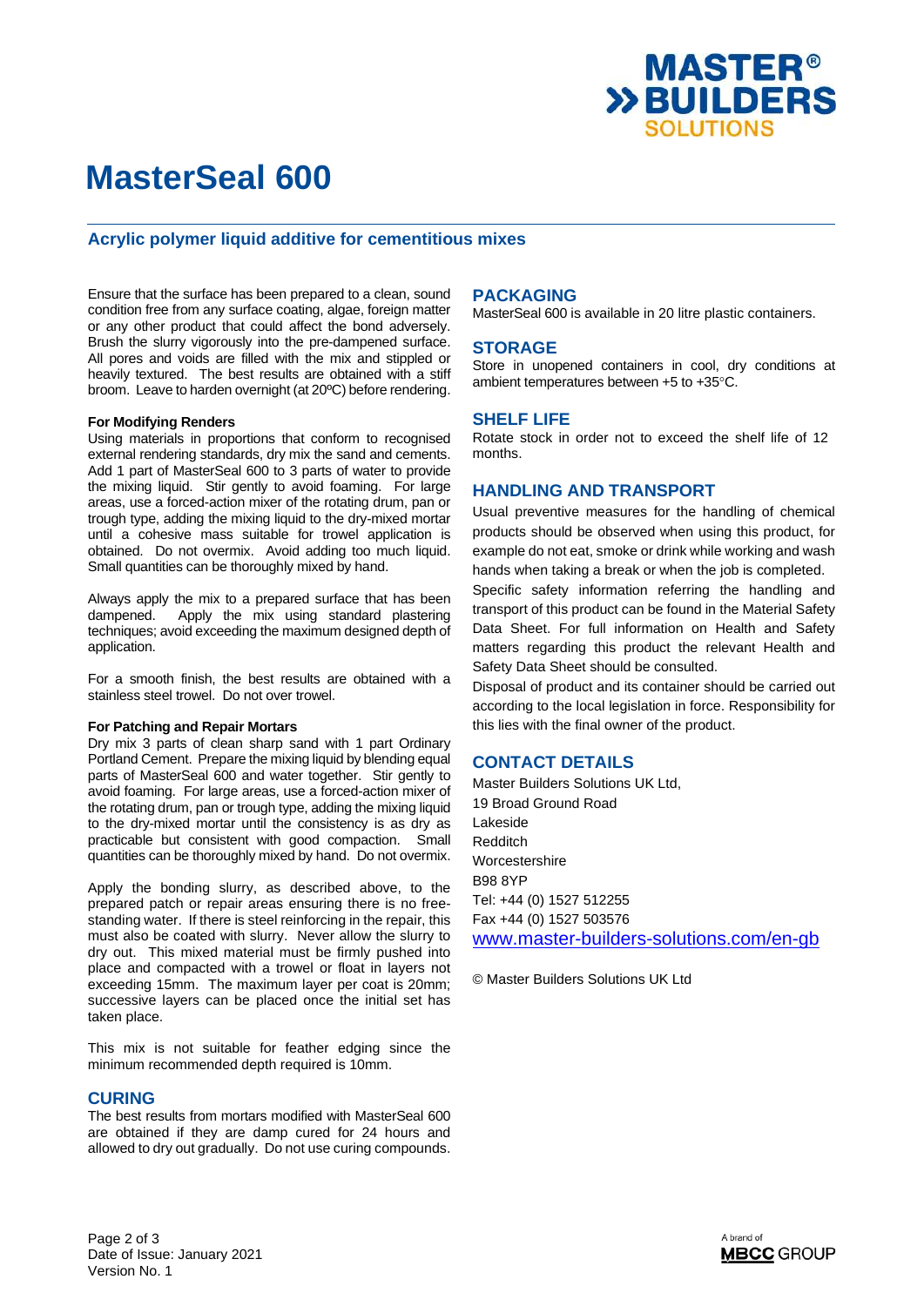# MasterSeal 600

## Acrylic polymer liquid additive for cementitious mixes

Ensure that the surface has been prepared to a clean, sound condition free from any surface coating, algae, foreign matter or any other product that could affect the bond adversely. Brush the slurry vigorously into the pre-dampened surface. All pores and voids are filled with the mix and stippled or heavily textured. The best results are obtained with a stiff broom. Leave to harden overnight (at 20ºC) before rendering.

**For Modifying Renders**

Using materials in proportions that conform to recognised external rendering standards, dry mix the sand and cements. Add 1 part of MasterSeal 600 to 3 parts of water to provide the mixing liquid. Stir gently to avoid foaming. For large areas, use a forced-action mixer of the rotating drum, pan or trough type, adding the mixing liquid to the dry-mixed mortar until a cohesive mass suitable for trowel application is obtained. Do not overmix. Avoid adding too much liquid. Small quantities can be thoroughly mixed by hand.

Always apply the mix to a prepared surface that has been dampened. Apply the mix using standard plastering techniques; avoid exceeding the maximum designed depth of application.

For a smooth finish, the best results are obtained with a stainless steel trowel. Do not over trowel.

**For Patching and Repair Mortars**

Dry mix 3 parts of clean sharp sand with 1 part Ordinary Portland Cement. Prepare the mixing liquid by blending equal parts of MasterSeal 600 and water together. Stir gently to avoid foaming. For large areas, use a forced-action mixer of the rotating drum, pan or trough type, adding the mixing liquid to the dry-mixed mortar until the consistency is as dry as practicable but consistent with good compaction. Small quantities can be thoroughly mixed by hand. Do not overmix.

Apply the bonding slurry, as described above, to the prepared patch or repair areas ensuring there is no free-standing water. If there is steel reinforcing in the repair, this must also be coated with slurry. Never allow the slurry to dry out. This mixed material must be firmly pushed into place and compacted with a trowel or float in layers not exceeding 15mm. The maximum layer per coat is 20mm; successive layers can be placed once the initial set has taken place.

This mix is not suitable for feather edging since the minimum recommended depth required is 10mm.

### CURING

The best results from mortars modified with MasterSeal 600 are obtained if they are damp cured for 24 hours and allowed to dry out gradually. Do not use curing compounds.

### PACKAGING

MasterSeal 600 is available in 20 litre plastic containers.

### STORAGE

Store in unopened containers in cool, dry conditions at ambient temperatures between +5 to +35°C.

### SHELF LIFE

Rotate stock in order not to exceed the shelf life of 12 months.

### HANDLING AND TRANSPORT

Usual preventive measures for the handling of chemical products should be observed when using this product, for example do not eat, smoke or drink while working and wash hands when taking a break or when the job is completed.

Specific safety information referring the handling and transport of this product can be found in the Material Safety Data Sheet. For full information on Health and Safety matters regarding this product the relevant Health and Safety Data Sheet should be consulted.

Disposal of product and its container should be carried out according to the local legislation in force. Responsibility for this lies with the final owner of the product.

### CONTACT DETAILS

Master Builders Solutions UK Ltd,
19 Broad Ground Road
Lakeside
Redditch
Worcestershire
B98 8YP
Tel: +44 (0) 1527 512255
Fax +44 (0) 1527 503576
www.master-builders-solutions.com/en-gb

© Master Builders Solutions UK Ltd

Date of Issue: January 2021
Version No. 1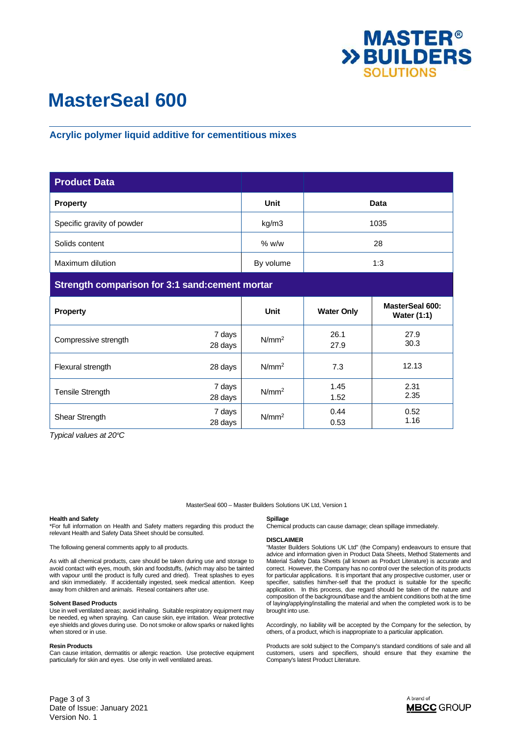# MasterSeal 600

## Acrylic polymer liquid additive for cementitious mixes

| **Product Data** | | | |
|---|---|---|---|
| **Property** | **Unit** | **Data** | |
| Specific gravity of powder | kg/m3 | 1035 | |
| Solids content | % w/w | 28 | |
| Maximum dilution | By volume | 1:3 | |

| **Strength comparison for 3:1 sand:cement mortar** | | | | |
|---|---|---|---|---|
| **Property** | | **Unit** | **Water Only** | **MasterSeal 600: Water (1:1)** |
| Compressive strength | 7 days<br>28 days | N/mm$^2$ | 26.1<br>27.9 | 27.9<br>30.3 |
| Flexural strength | 28 days | N/mm$^2$ | 7.3 | 12.13 |
| Tensile Strength | 7 days<br>28 days | N/mm$^2$ | 1.45<br>1.52 | 2.31<br>2.35 |
| Shear Strength | 7 days<br>28 days | N/mm$^2$ | 0.44<br>0.53 | 0.52<br>1.16 |

*Typical values at 20°C*

MasterSeal 600 – Master Builders Solutions UK Ltd, Version 1

**Health and Safety**
*For full information on Health and Safety matters regarding this product the relevant Health and Safety Data Sheet should be consulted.

The following general comments apply to all products.

As with all chemical products, care should be taken during use and storage to avoid contact with eyes, mouth, skin and foodstuffs, (which may also be tainted with vapour until the product is fully cured and dried). Treat splashes to eyes and skin immediately. If accidentally ingested, seek medical attention. Keep away from children and animals. Reseal containers after use.

**Solvent Based Products**
Use in well ventilated areas; avoid inhaling. Suitable respiratory equipment may be needed, eg when spraying. Can cause skin, eye irritation. Wear protective eye shields and gloves during use. Do not smoke or allow sparks or naked lights when stored or in use.

**Resin Products**
Can cause irritation, dermatitis or allergic reaction. Use protective equipment particularly for skin and eyes. Use only in well ventilated areas.

**Spillage**
Chemical products can cause damage; clean spillage immediately.

**DISCLAIMER**
"Master Builders Solutions UK Ltd" (the Company) endeavours to ensure that advice and information given in Product Data Sheets, Method Statements and Material Safety Data Sheets (all known as Product Literature) is accurate and correct. However, the Company has no control over the selection of its products for particular applications. It is important that any prospective customer, user or specifier, satisfies him/her-self that the product is suitable for the specific application. In this process, due regard should be taken of the nature and composition of the background/base and the ambient conditions both at the time of laying/applying/installing the material and when the completed work is to be brought into use.

Accordingly, no liability will be accepted by the Company for the selection, by others, of a product, which is inappropriate to a particular application.

Products are sold subject to the Company's standard conditions of sale and all customers, users and specifiers, should ensure that they examine the Company's latest Product Literature.

Date of Issue: January 2021
Version No. 1